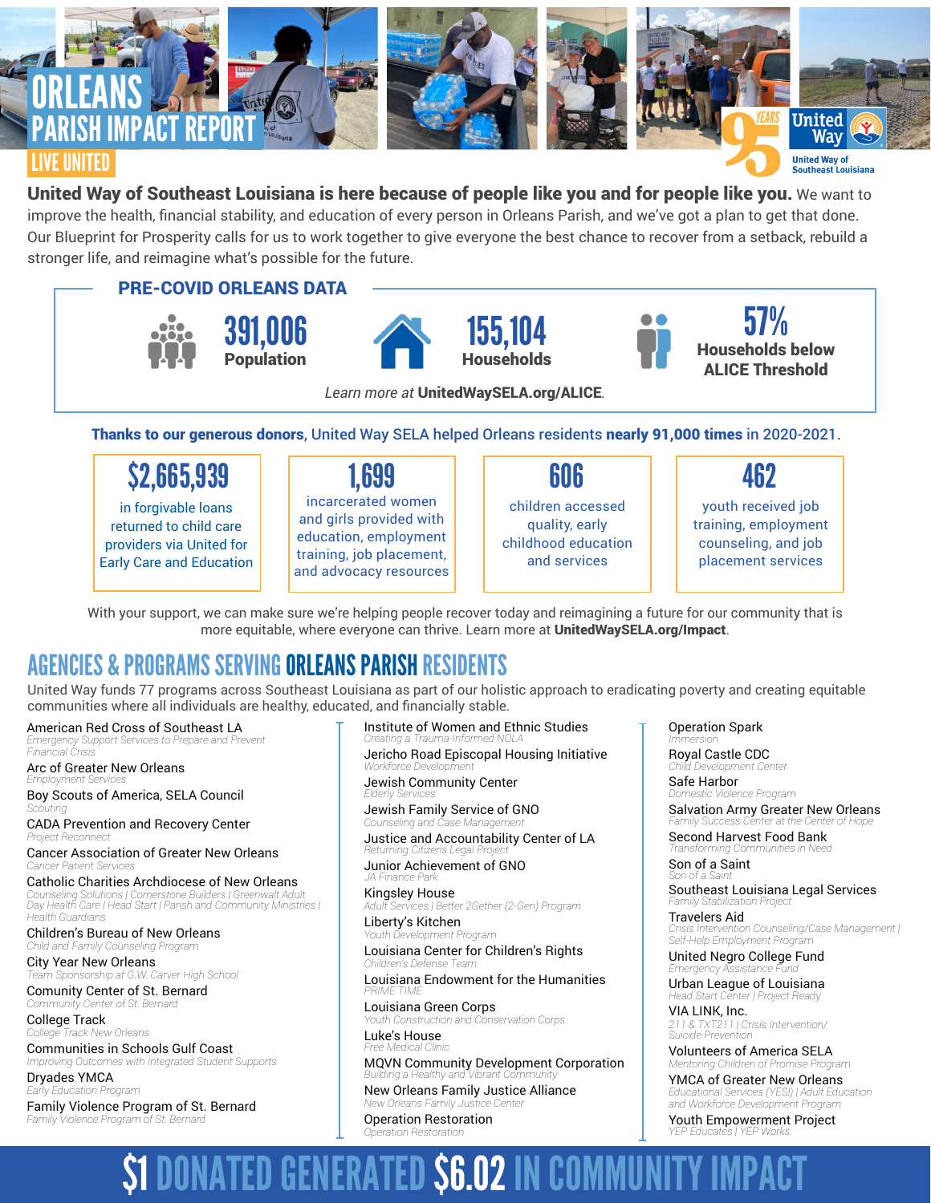# ORLEANS PARISH IMPACT REPORT

LIVE UNITED

95 YEARS United Way — United Way of Southeast Louisiana

**United Way of Southeast Louisiana is here because of people like you and for people like you.** We want to improve the health, financial stability, and education of every person in Orleans Parish, and we've got a plan to get that done. Our Blueprint for Prosperity calls for us to work together to give everyone the best chance to recover from a setback, rebuild a stronger life, and reimagine what's possible for the future.

## PRE-COVID ORLEANS DATA

**391,006** Population

**155,104** Households

**57%** Households below ALICE Threshold

*Learn more at* **UnitedWaySELA.org/ALICE**.

**Thanks to our generous donors,** United Way SELA helped Orleans residents **nearly 91,000 times** in 2020-2021.

**$2,665,939** in forgivable loans returned to child care providers via United for Early Care and Education

**1,699** incarcerated women and girls provided with education, employment training, job placement, and advocacy resources

**606** children accessed quality, early childhood education and services

**462** youth received job training, employment counseling, and job placement services

With your support, we can make sure we're helping people recover today and reimagining a future for our community that is more equitable, where everyone can thrive. Learn more at **UnitedWaySELA.org/Impact**.

## AGENCIES & PROGRAMS SERVING ORLEANS PARISH RESIDENTS

United Way funds 77 programs across Southeast Louisiana as part of our holistic approach to eradicating poverty and creating equitable communities where all individuals are healthy, educated, and financially stable.

American Red Cross of Southeast LA
*Emergency Support Services to Prepare and Prevent Financial Crisis*

Arc of Greater New Orleans
*Employment Services*

Boy Scouts of America, SELA Council
*Scouting*

CADA Prevention and Recovery Center
*Project Reconnect*

Cancer Association of Greater New Orleans
*Cancer Patient Services*

Catholic Charities Archdiocese of New Orleans
*Counseling Solutions | Cornerstone Builders | Greenwalt Adult Day Health Care | Head Start | Parish and Community Ministries | Health Guardians*

Children's Bureau of New Orleans
*Child and Family Counseling Program*

City Year New Orleans
*Team Sponsorship at G.W. Carver High School*

Comunity Center of St. Bernard
*Community Center of St. Bernard*

College Track
*College Track New Orleans*

Communities in Schools Gulf Coast
*Improving Outcomes with Integrated Student Supports*

Dryades YMCA
*Early Education Program*

Family Violence Program of St. Bernard
*Family Violence Program of St. Bernard*

Institute of Women and Ethnic Studies
*Creating a Trauma-Informed NOLA*

Jericho Road Episcopal Housing Initiative
*Workforce Development*

Jewish Community Center
*Elderly Services*

Jewish Family Service of GNO
*Counseling and Case Management*

Justice and Accountability Center of LA
*Returning Citizens Legal Project*

Junior Achievement of GNO
*JA Finance Park*

Kingsley House
*Adult Services | Better 2Gether (2-Gen) Program*

Liberty's Kitchen
*Youth Development Program*

Louisiana Center for Children's Rights
*Children's Defense Team*

Louisiana Endowment for the Humanities
*PRIME TIME*

Louisiana Green Corps
*Youth Construction and Conservation Corps*

Luke's House
*Free Medical Clinic*

MQVN Community Development Corporation
*Building a Healthy and Vibrant Community*

New Orleans Family Justice Alliance
*New Orleans Family Justice Center*

Operation Restoration
*Operation Restoration*

Operation Spark
*Immersion*

Royal Castle CDC
*Child Development Center*

Safe Harbor
*Domestic Violence Program*

Salvation Army Greater New Orleans
*Family Success Center at the Center of Hope*

Second Harvest Food Bank
*Transforming Communities in Need*

Son of a Saint
*Son of a Saint*

Southeast Louisiana Legal Services
*Family Stabilization Project*

Travelers Aid
*Crisis Intervention Counseling/Case Management | Self-Help Employment Program*

United Negro College Fund
*Emergency Assistance Fund*

Urban League of Louisiana
*Head Start Center | Project Ready*

VIA LINK, Inc.
*211 & TXT211 | Crisis Intervention/ Suicide Prevention*

Volunteers of America SELA
*Mentoring Children of Promise Program*

YMCA of Greater New Orleans
*Educational Services (YES!) | Adult Education and Workforce Development Program*

Youth Empowerment Project
*YEP Educates | YEP Works*

## $1 DONATED GENERATED $6.02 IN COMMUNITY IMPACT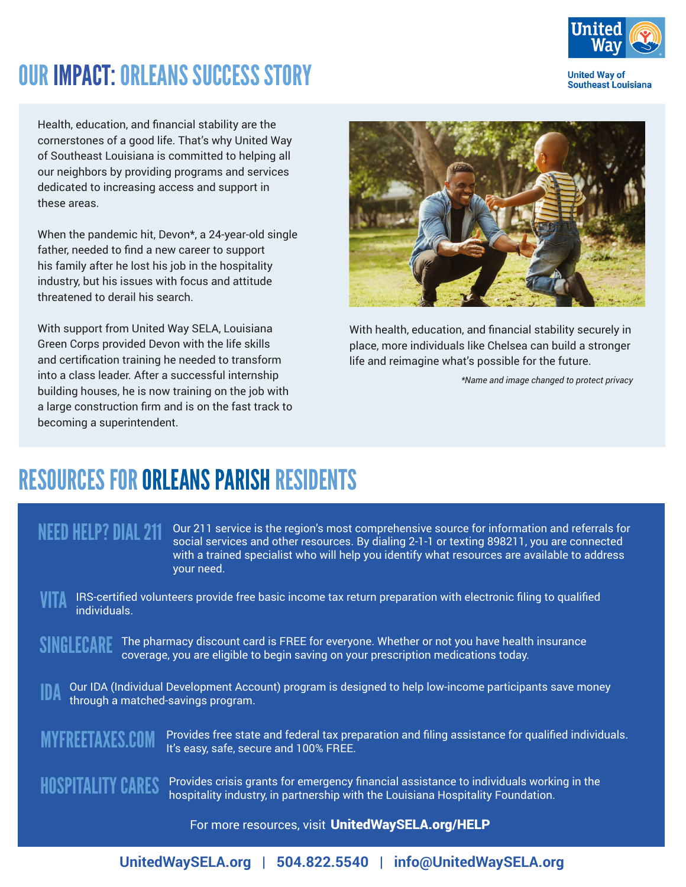# OUR IMPACT: ORLEANS SUCCESS STORY

United Way of Southeast Louisiana

Health, education, and financial stability are the cornerstones of a good life. That's why United Way of Southeast Louisiana is committed to helping all our neighbors by providing programs and services dedicated to increasing access and support in these areas.

When the pandemic hit, Devon*, a 24-year-old single father, needed to find a new career to support his family after he lost his job in the hospitality industry, but his issues with focus and attitude threatened to derail his search.

With support from United Way SELA, Louisiana Green Corps provided Devon with the life skills and certification training he needed to transform into a class leader. After a successful internship building houses, he is now training on the job with a large construction firm and is on the fast track to becoming a superintendent.

With health, education, and financial stability securely in place, more individuals like Chelsea can build a stronger life and reimagine what's possible for the future.

*\*Name and image changed to protect privacy*

# RESOURCES FOR ORLEANS PARISH RESIDENTS

**NEED HELP? DIAL 211** Our 211 service is the region's most comprehensive source for information and referrals for social services and other resources. By dialing 2-1-1 or texting 898211, you are connected with a trained specialist who will help you identify what resources are available to address your need.

**VITA** IRS-certified volunteers provide free basic income tax return preparation with electronic filing to qualified individuals.

**SINGLECARE** The pharmacy discount card is FREE for everyone. Whether or not you have health insurance coverage, you are eligible to begin saving on your prescription medications today.

**IDA** Our IDA (Individual Development Account) program is designed to help low-income participants save money through a matched-savings program.

**MYFREETAXES.COM** Provides free state and federal tax preparation and filing assistance for qualified individuals. It's easy, safe, secure and 100% FREE.

**HOSPITALITY CARES** Provides crisis grants for emergency financial assistance to individuals working in the hospitality industry, in partnership with the Louisiana Hospitality Foundation.

For more resources, visit **UnitedWaySELA.org/HELP**

**UnitedWaySELA.org | 504.822.5540 | info@UnitedWaySELA.org**